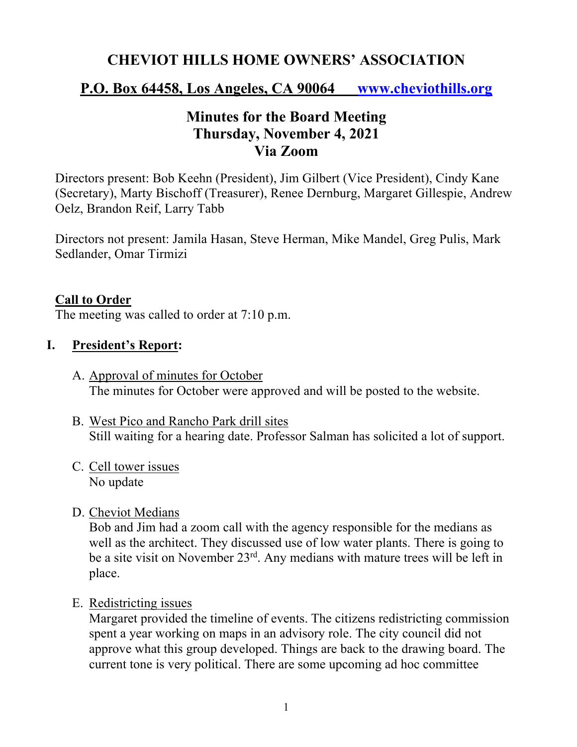# CHEVIOT HILLS HOME OWNERS' ASSOCIATION

## P.O. Box 64458, Los Angeles, CA 90064 www.cheviothills.org

## Minutes for the Board Meeting
## Thursday, November 4, 2021
## Via Zoom

Directors present: Bob Keehn (President), Jim Gilbert (Vice President), Cindy Kane (Secretary), Marty Bischoff (Treasurer), Renee Dernburg, Margaret Gillespie, Andrew Oelz, Brandon Reif, Larry Tabb

Directors not present: Jamila Hasan, Steve Herman, Mike Mandel, Greg Pulis, Mark Sedlander, Omar Tirmizi

**Call to Order**

The meeting was called to order at 7:10 p.m.

### I. President's Report:

A. Approval of minutes for October
The minutes for October were approved and will be posted to the website.

B. West Pico and Rancho Park drill sites
Still waiting for a hearing date. Professor Salman has solicited a lot of support.

C. Cell tower issues
No update

D. Cheviot Medians
Bob and Jim had a zoom call with the agency responsible for the medians as well as the architect. They discussed use of low water plants. There is going to be a site visit on November 23rd. Any medians with mature trees will be left in place.

E. Redistricting issues
Margaret provided the timeline of events. The citizens redistricting commission spent a year working on maps in an advisory role. The city council did not approve what this group developed. Things are back to the drawing board. The current tone is very political. There are some upcoming ad hoc committee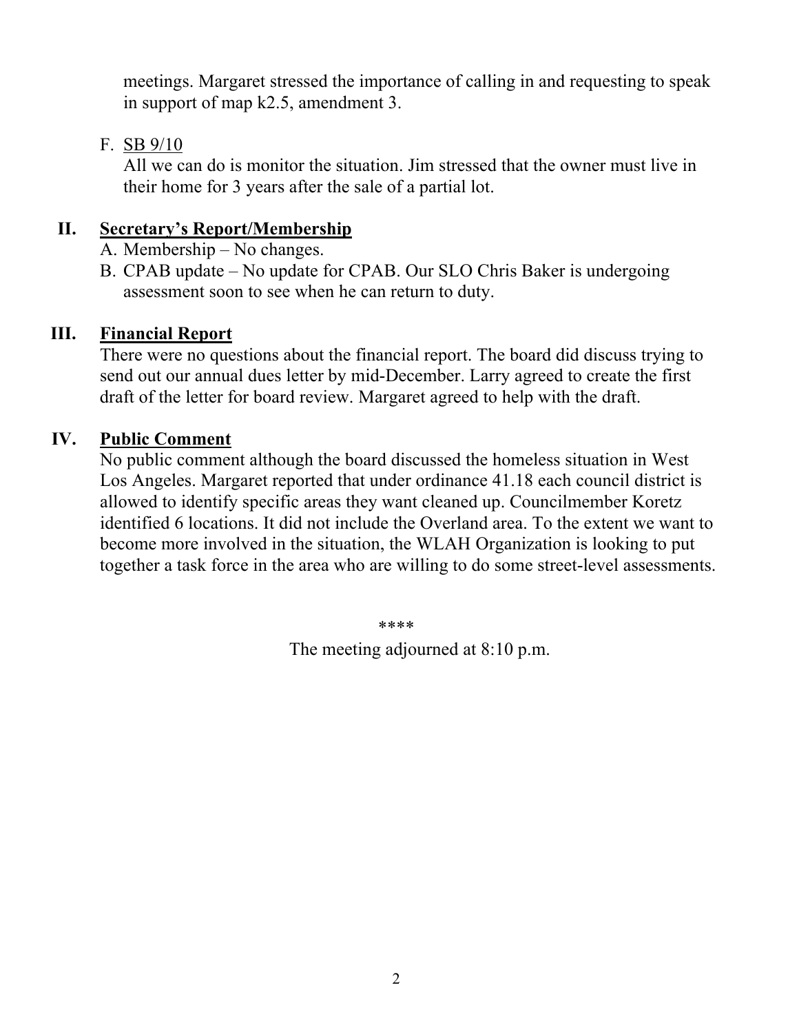meetings. Margaret stressed the importance of calling in and requesting to speak in support of map k2.5, amendment 3.

F. <u>SB 9/10</u>

All we can do is monitor the situation. Jim stressed that the owner must live in their home for 3 years after the sale of a partial lot.

## II. Secretary's Report/Membership

A. Membership – No changes.

B. CPAB update – No update for CPAB. Our SLO Chris Baker is undergoing assessment soon to see when he can return to duty.

## III. Financial Report

There were no questions about the financial report. The board did discuss trying to send out our annual dues letter by mid-December. Larry agreed to create the first draft of the letter for board review. Margaret agreed to help with the draft.

## IV. Public Comment

No public comment although the board discussed the homeless situation in West Los Angeles. Margaret reported that under ordinance 41.18 each council district is allowed to identify specific areas they want cleaned up. Councilmember Koretz identified 6 locations. It did not include the Overland area. To the extent we want to become more involved in the situation, the WLAH Organization is looking to put together a task force in the area who are willing to do some street-level assessments.

****

The meeting adjourned at 8:10 p.m.